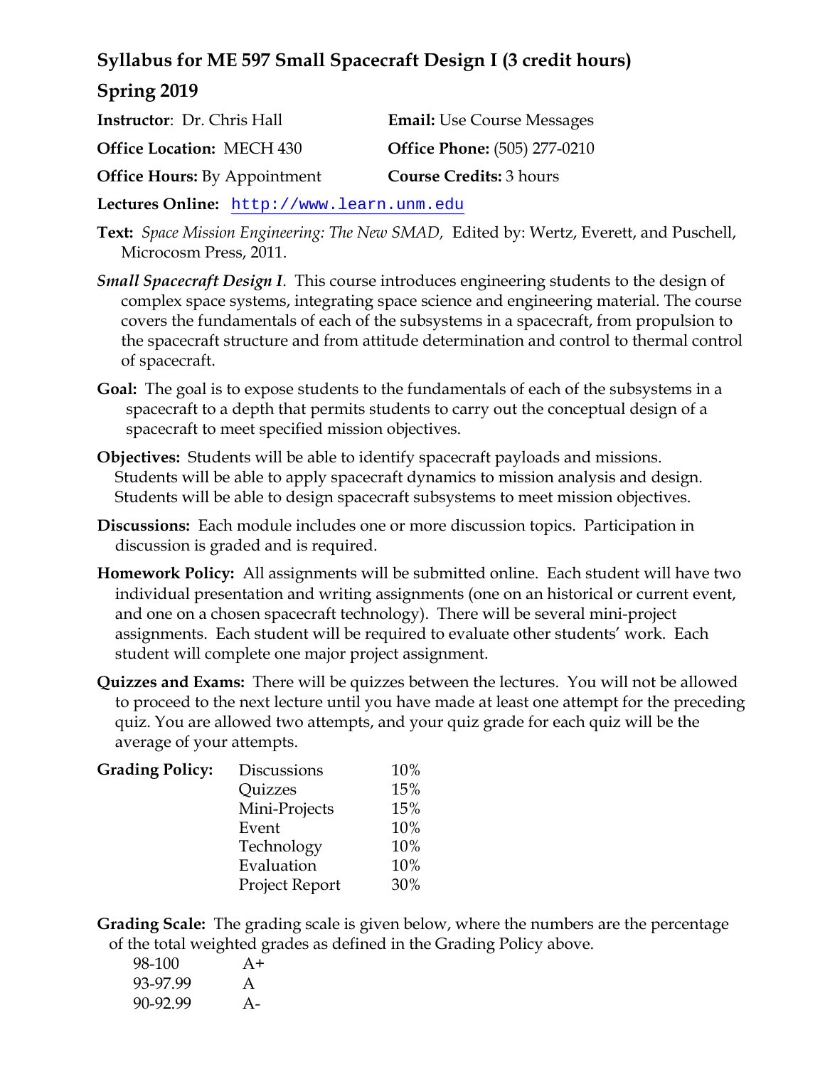## Syllabus for ME 597 Small Spacecraft Design I (3 credit hours)

## Spring 2019

| | |
|---|---|
| **Instructor**: Dr. Chris Hall | **Email:** Use Course Messages |
| **Office Location:** MECH 430 | **Office Phone:** (505) 277-0210 |
| **Office Hours:** By Appointment | **Course Credits:** 3 hours |

**Lectures Online:** http://www.learn.unm.edu

**Text:** *Space Mission Engineering: The New SMAD,* Edited by: Wertz, Everett, and Puschell, Microcosm Press, 2011.

***Small Spacecraft Design I***. This course introduces engineering students to the design of complex space systems, integrating space science and engineering material. The course covers the fundamentals of each of the subsystems in a spacecraft, from propulsion to the spacecraft structure and from attitude determination and control to thermal control of spacecraft.

**Goal:** The goal is to expose students to the fundamentals of each of the subsystems in a spacecraft to a depth that permits students to carry out the conceptual design of a spacecraft to meet specified mission objectives.

**Objectives:** Students will be able to identify spacecraft payloads and missions. Students will be able to apply spacecraft dynamics to mission analysis and design. Students will be able to design spacecraft subsystems to meet mission objectives.

**Discussions:** Each module includes one or more discussion topics. Participation in discussion is graded and is required.

**Homework Policy:** All assignments will be submitted online. Each student will have two individual presentation and writing assignments (one on an historical or current event, and one on a chosen spacecraft technology). There will be several mini-project assignments. Each student will be required to evaluate other students' work. Each student will complete one major project assignment.

**Quizzes and Exams:** There will be quizzes between the lectures. You will not be allowed to proceed to the next lecture until you have made at least one attempt for the preceding quiz. You are allowed two attempts, and your quiz grade for each quiz will be the average of your attempts.

**Grading Policy:**

| | |
|---|---|
| Discussions | 10% |
| Quizzes | 15% |
| Mini-Projects | 15% |
| Event | 10% |
| Technology | 10% |
| Evaluation | 10% |
| Project Report | 30% |

**Grading Scale:** The grading scale is given below, where the numbers are the percentage of the total weighted grades as defined in the Grading Policy above.

| | |
|---|---|
| 98-100 | A+ |
| 93-97.99 | A |
| 90-92.99 | A- |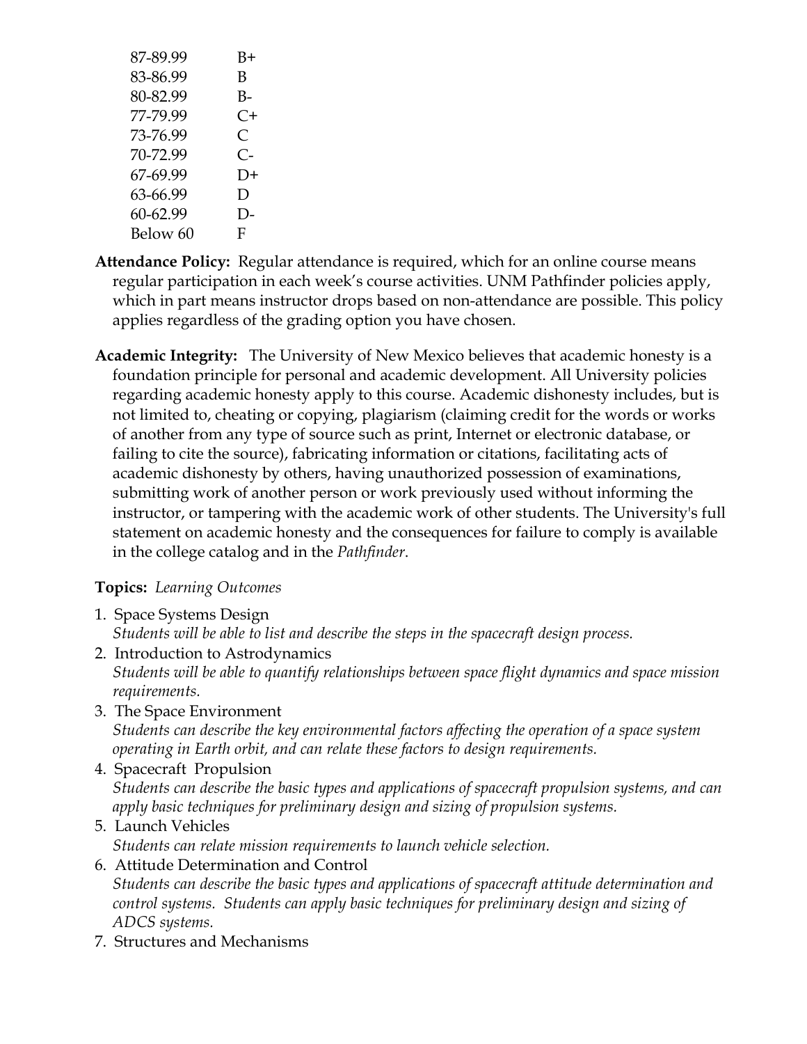| | |
|---|---|
| 87-89.99 | B+ |
| 83-86.99 | B |
| 80-82.99 | B- |
| 77-79.99 | C+ |
| 73-76.99 | C |
| 70-72.99 | C- |
| 67-69.99 | D+ |
| 63-66.99 | D |
| 60-62.99 | D- |
| Below 60 | F |

**Attendance Policy:** Regular attendance is required, which for an online course means regular participation in each week's course activities. UNM Pathfinder policies apply, which in part means instructor drops based on non-attendance are possible. This policy applies regardless of the grading option you have chosen.

**Academic Integrity:** The University of New Mexico believes that academic honesty is a foundation principle for personal and academic development. All University policies regarding academic honesty apply to this course. Academic dishonesty includes, but is not limited to, cheating or copying, plagiarism (claiming credit for the words or works of another from any type of source such as print, Internet or electronic database, or failing to cite the source), fabricating information or citations, facilitating acts of academic dishonesty by others, having unauthorized possession of examinations, submitting work of another person or work previously used without informing the instructor, or tampering with the academic work of other students. The University's full statement on academic honesty and the consequences for failure to comply is available in the college catalog and in the *Pathfinder*.

**Topics:** *Learning Outcomes*

1. Space Systems Design
   *Students will be able to list and describe the steps in the spacecraft design process.*
2. Introduction to Astrodynamics
   *Students will be able to quantify relationships between space flight dynamics and space mission requirements.*
3. The Space Environment
   *Students can describe the key environmental factors affecting the operation of a space system operating in Earth orbit, and can relate these factors to design requirements.*
4. Spacecraft Propulsion
   *Students can describe the basic types and applications of spacecraft propulsion systems, and can apply basic techniques for preliminary design and sizing of propulsion systems.*
5. Launch Vehicles
   *Students can relate mission requirements to launch vehicle selection.*
6. Attitude Determination and Control
   *Students can describe the basic types and applications of spacecraft attitude determination and control systems. Students can apply basic techniques for preliminary design and sizing of ADCS systems.*
7. Structures and Mechanisms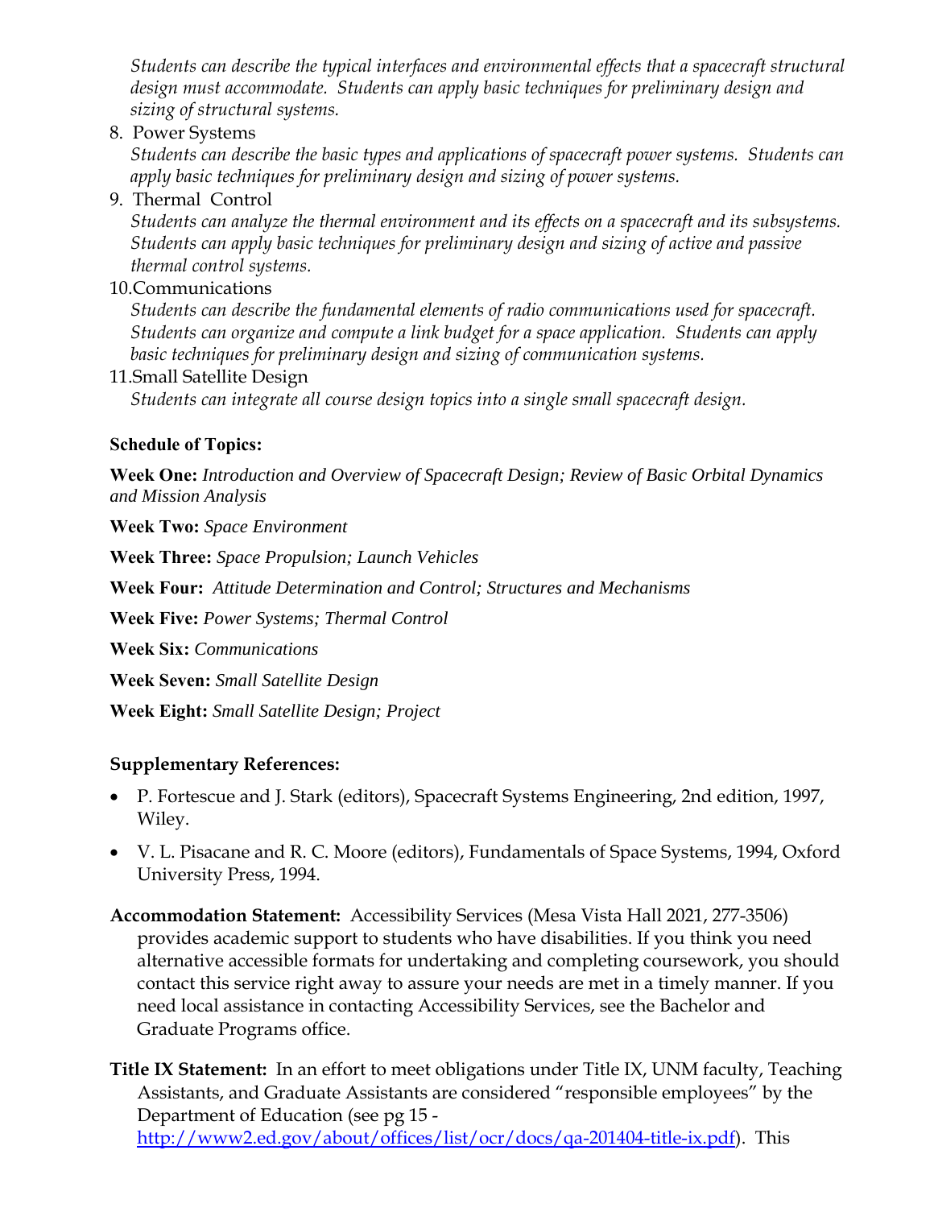*Students can describe the typical interfaces and environmental effects that a spacecraft structural design must accommodate. Students can apply basic techniques for preliminary design and sizing of structural systems.*

8. Power Systems
   *Students can describe the basic types and applications of spacecraft power systems. Students can apply basic techniques for preliminary design and sizing of power systems.*
9. Thermal Control
   *Students can analyze the thermal environment and its effects on a spacecraft and its subsystems. Students can apply basic techniques for preliminary design and sizing of active and passive thermal control systems.*
10. Communications
   *Students can describe the fundamental elements of radio communications used for spacecraft. Students can organize and compute a link budget for a space application. Students can apply basic techniques for preliminary design and sizing of communication systems.*
11. Small Satellite Design
   *Students can integrate all course design topics into a single small spacecraft design.*

**Schedule of Topics:**

**Week One:** *Introduction and Overview of Spacecraft Design; Review of Basic Orbital Dynamics and Mission Analysis*

**Week Two:** *Space Environment*

**Week Three:** *Space Propulsion; Launch Vehicles*

**Week Four:** *Attitude Determination and Control; Structures and Mechanisms*

**Week Five:** *Power Systems; Thermal Control*

**Week Six:** *Communications*

**Week Seven:** *Small Satellite Design*

**Week Eight:** *Small Satellite Design; Project*

**Supplementary References:**

- P. Fortescue and J. Stark (editors), Spacecraft Systems Engineering, 2nd edition, 1997, Wiley.
- V. L. Pisacane and R. C. Moore (editors), Fundamentals of Space Systems, 1994, Oxford University Press, 1994.

**Accommodation Statement:** Accessibility Services (Mesa Vista Hall 2021, 277-3506) provides academic support to students who have disabilities. If you think you need alternative accessible formats for undertaking and completing coursework, you should contact this service right away to assure your needs are met in a timely manner. If you need local assistance in contacting Accessibility Services, see the Bachelor and Graduate Programs office.

**Title IX Statement:** In an effort to meet obligations under Title IX, UNM faculty, Teaching Assistants, and Graduate Assistants are considered "responsible employees" by the Department of Education (see pg 15 - http://www2.ed.gov/about/offices/list/ocr/docs/qa-201404-title-ix.pdf). This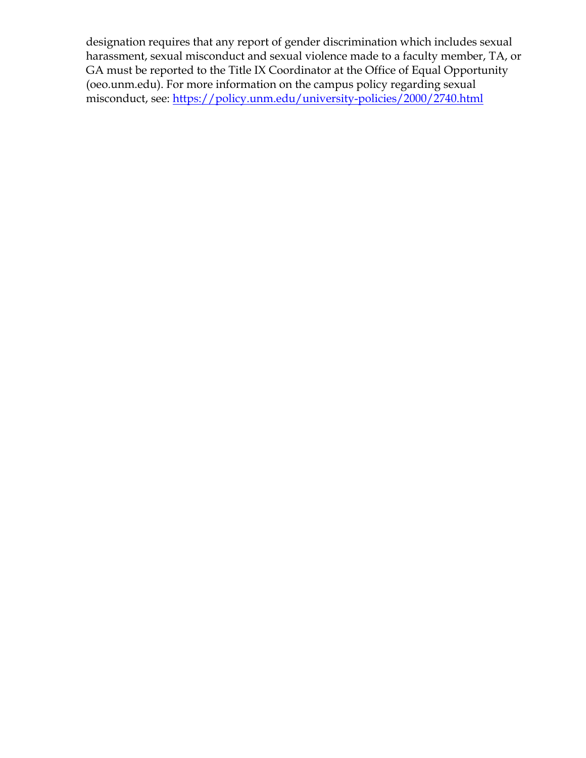designation requires that any report of gender discrimination which includes sexual harassment, sexual misconduct and sexual violence made to a faculty member, TA, or GA must be reported to the Title IX Coordinator at the Office of Equal Opportunity (oeo.unm.edu). For more information on the campus policy regarding sexual misconduct, see: [https://policy.unm.edu/university-policies/2000/2740.html](https://policy.unm.edu/university-policies/2000/2740.html)